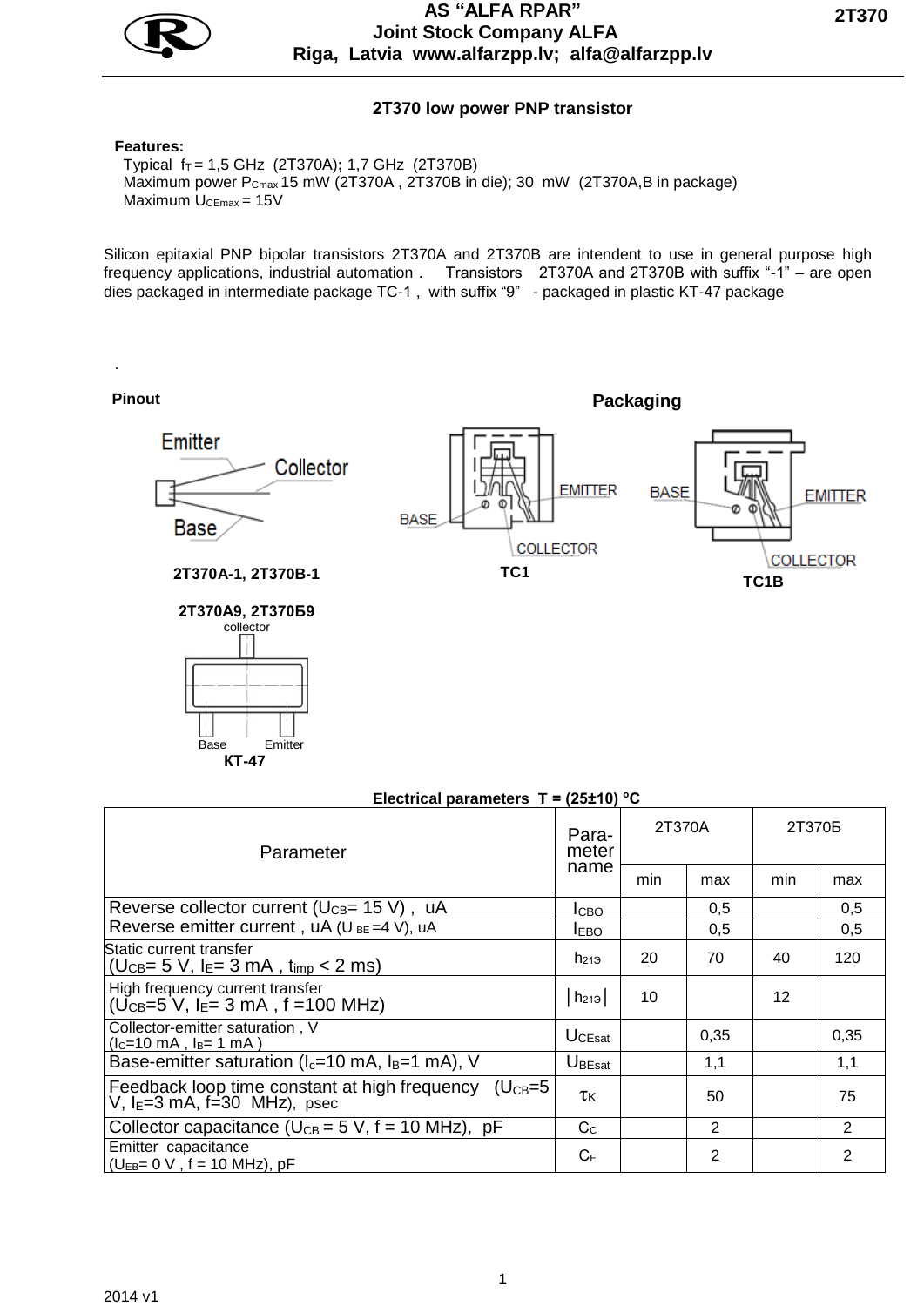AS "ALFA RPAR"
Joint Stock Company ALFA
Riga, Latvia www.alfarzpp.lv; alfa@alfarzpp.lv

# 2T370 low power PNP transistor

**Features:**

Typical $f_T$ = 1,5 GHz (2T370A)**;** 1,7 GHz (2T370B)
Maximum power $P_{Cmax}$ 15 mW (2T370A , 2T370B in die); 30 mW (2T370A,B in package)
Maximum $U_{CEmax}$ = 15V

Silicon epitaxial PNP bipolar transistors 2T370A and 2T370B are intendent to use in general purpose high frequency applications, industrial automation . Transistors 2T370A and 2T370B with suffix "-1" – are open dies packaged in intermediate package TC-1 , with suffix "9" - packaged in plastic KT-47 package

.

**Pinout**

Emitter
Collector
Base

**2T370A-1, 2T370B-1**

**Packaging**

BASE EMITTER COLLECTOR

**TC1**

BASE EMITTER COLLECTOR

**TC1B**

**2T370A9, 2T370Б9**

collector

Base Emitter

**KT-47**

**Electrical parameters T = (25±10) °C**

| Parameter | Para-meter name | 2T370A | | 2T370Б | |
|---|---|---|---|---|---|
| | | min | max | min | max |
| Reverse collector current ($U_{CB}$= 15 V) , uA | $I_{CBO}$ | | 0,5 | | 0,5 |
| Reverse emitter current , uA ($U_{BE}$ =4 V), uA | $I_{EBO}$ | | 0,5 | | 0,5 |
| Static current transfer ($U_{CB}$= 5 V, $I_E$= 3 mA , $t_{imp}$ < 2 ms) | $h_{21Э}$ | 20 | 70 | 40 | 120 |
| High frequency current transfer ($U_{CB}$=5 V, $I_E$= 3 mA , f =100 MHz) | $\|h_{21Э}\|$ | 10 | | 12 | |
| Collector-emitter saturation , V ($I_C$=10 mA , $I_B$= 1 mA ) | $U_{CEsat}$ | | 0,35 | | 0,35 |
| Base-emitter saturation ($I_c$=10 mA, $I_B$=1 mA), V | $U_{BEsat}$ | | 1,1 | | 1,1 |
| Feedback loop time constant at high frequency ($U_{CB}$=5 V, $I_E$=3 mA, f=30 MHz), psec | $\tau_K$ | | 50 | | 75 |
| Collector capacitance ($U_{CB}$ = 5 V, f = 10 MHz), pF | $C_C$ | | 2 | | 2 |
| Emitter capacitance ($U_{EB}$= 0 V , f = 10 MHz), pF | $C_E$ | | 2 | | 2 |

2014 v1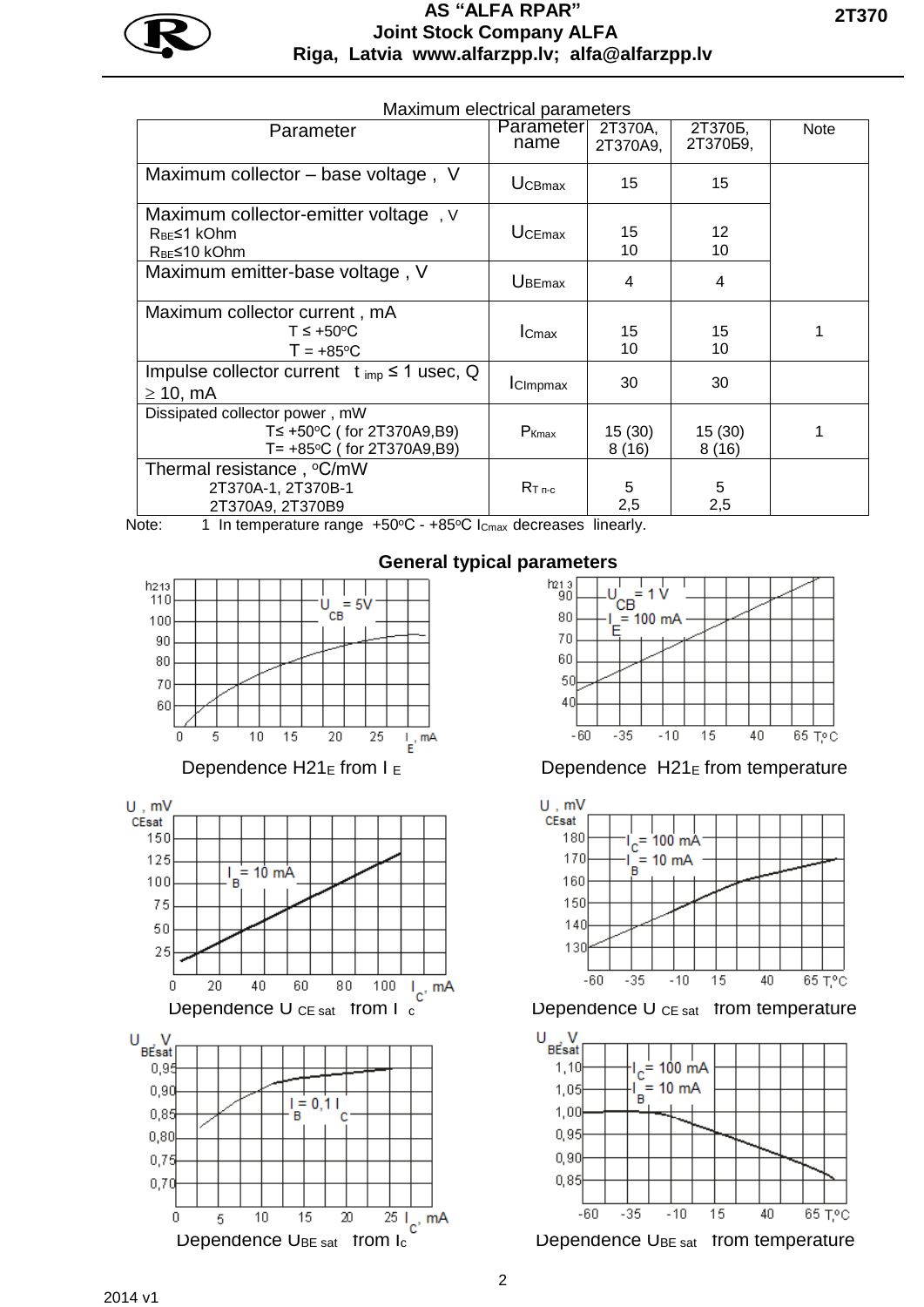## Maximum electrical parameters

| Parameter | Parameter name | 2T370A, 2T370A9, | 2T370Б, 2T370Б9, | Note |
|---|---|---|---|---|
| Maximum collector – base voltage , V | $U_{CBmax}$ | 15 | 15 | |
| Maximum collector-emitter voltage , V<br>$R_{BE}$≤1 kOhm<br>$R_{BE}$≤10 kOhm | $U_{CEmax}$ | 15<br>10 | 12<br>10 | |
| Maximum emitter-base voltage , V | $U_{BEmax}$ | 4 | 4 | |
| Maximum collector current , mA<br>T ≤ +50°C<br>T = +85°C | $I_{Cmax}$ | 15<br>10 | 15<br>10 | 1 |
| Impulse collector current $t_{imp}$ ≤ 1 usec, Q ≥ 10, mA | $I_{CImpmax}$ | 30 | 30 | |
| Dissipated collector power , mW<br>T≤ +50°C ( for 2T370A9,B9)<br>T= +85°C ( for 2T370A9,B9) | $P_{Kmax}$ | 15 (30)<br>8 (16) | 15 (30)<br>8 (16) | 1 |
| Thermal resistance , °C/mW<br>2T370A-1, 2T370B-1<br>2T370A9, 2T370B9 | $R_{T\ n\text{-}c}$ | 5<br>2,5 | 5<br>2,5 | |

Note: 1 In temperature range +50°C - +85°C $I_{Cmax}$ decreases linearly.

## General typical parameters

Dependence $H21_E$ from $I_E$

Dependence $H21_E$ from temperature

Dependence $U_{CE\ sat}$ from $I_c$

Dependence $U_{CE\ sat}$ from temperature

Dependence $U_{BE\ sat}$ from $I_c$

Dependence $U_{BE\ sat}$ from temperature

2014 v1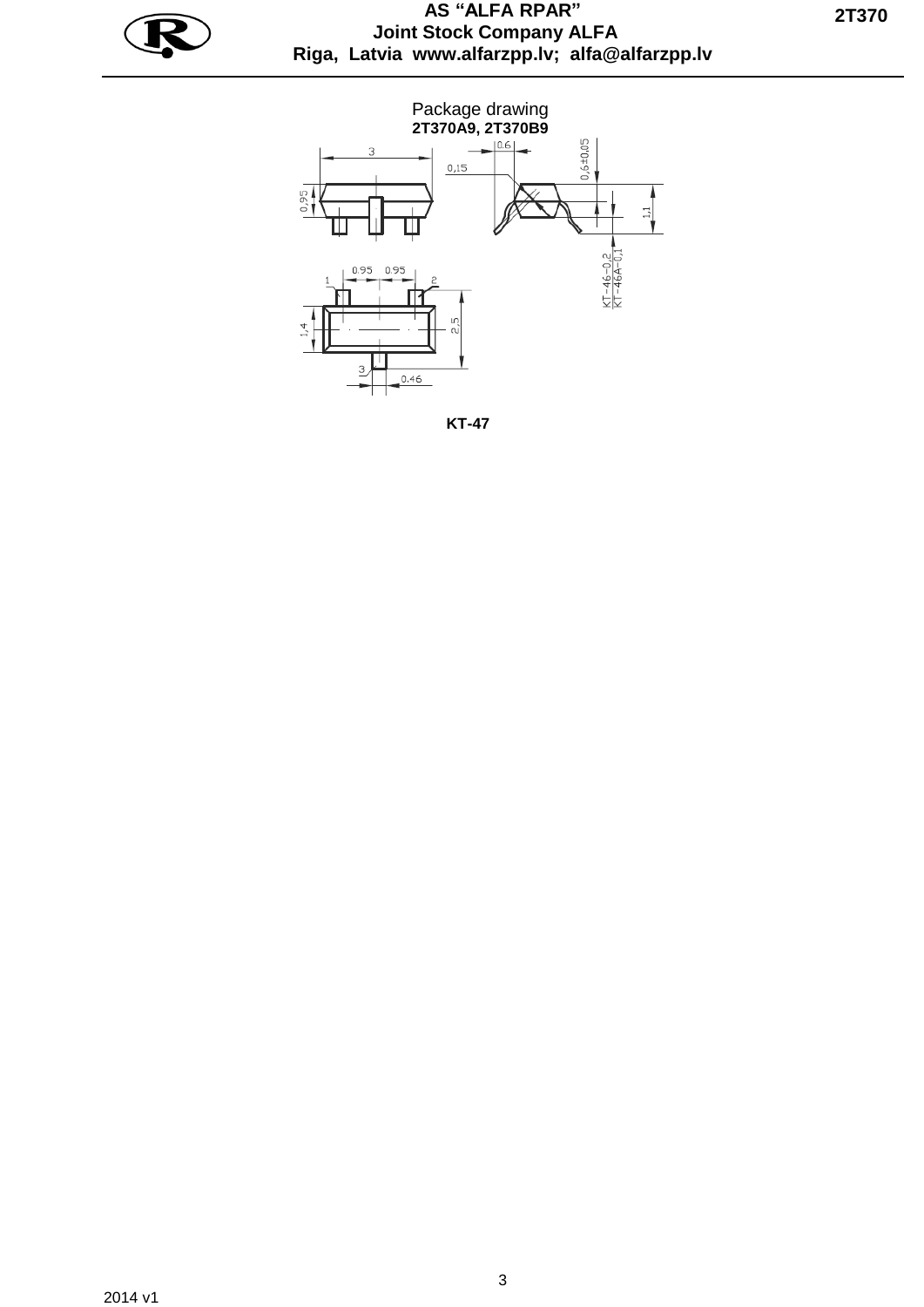Package drawing

**2T370A9, 2T370B9**

3

0.95

0.6

0,15

0,6±0,05

1,1

KT-46-0,2

KT-46A-0,1

0.95 0.95

1

2

1,4

2,5

3

0.46

**KT-47**

2014 v1